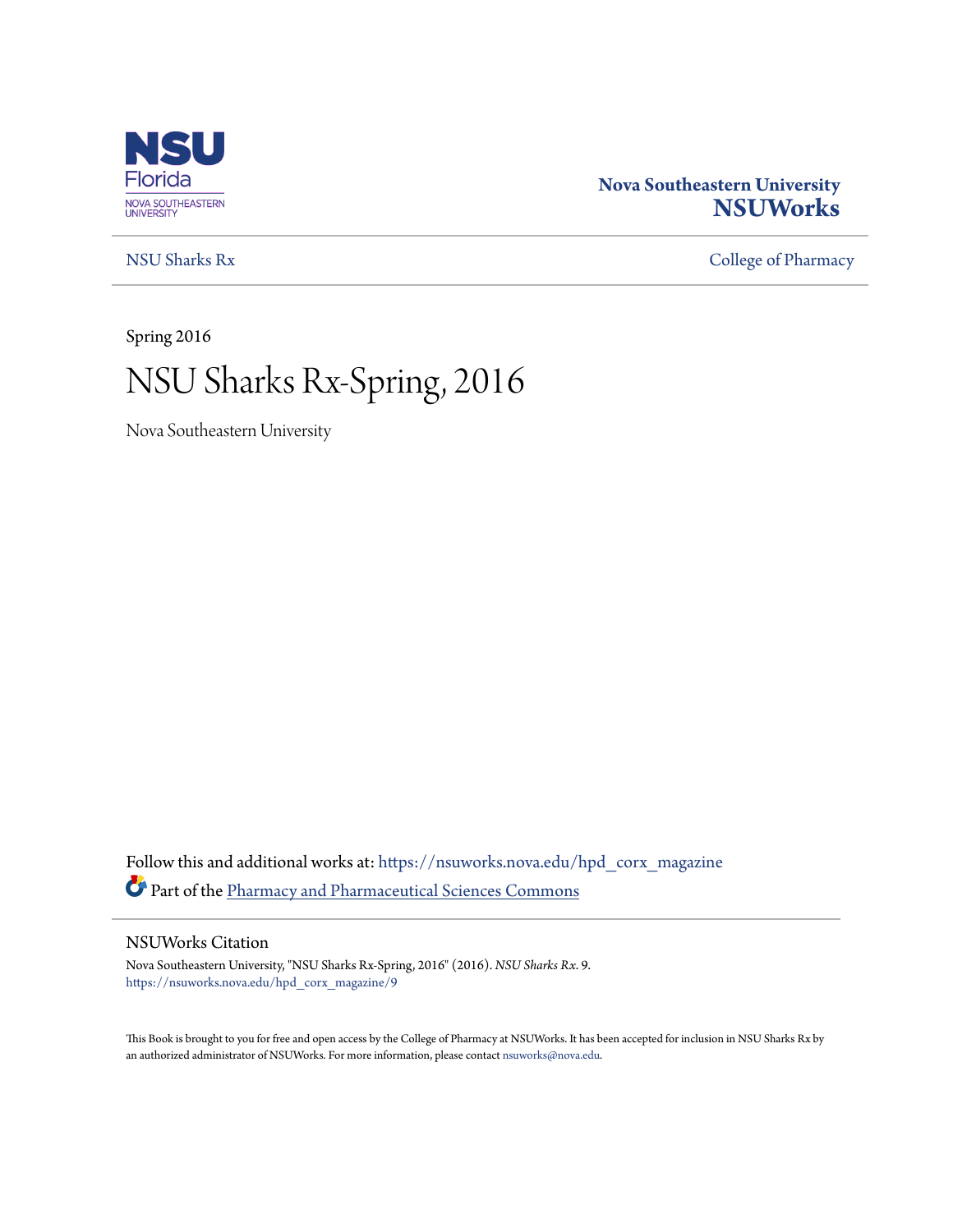NSU Florida
NOVA SOUTHEASTERN UNIVERSITY

**Nova Southeastern University**
**NSUWorks**

NSU Sharks Rx | College of Pharmacy

Spring 2016

# NSU Sharks Rx-Spring, 2016

Nova Southeastern University

Follow this and additional works at: https://nsuworks.nova.edu/hpd_corx_magazine

Part of the Pharmacy and Pharmaceutical Sciences Commons

## NSUWorks Citation

Nova Southeastern University, "NSU Sharks Rx-Spring, 2016" (2016). *NSU Sharks Rx*. 9.
https://nsuworks.nova.edu/hpd_corx_magazine/9

This Book is brought to you for free and open access by the College of Pharmacy at NSUWorks. It has been accepted for inclusion in NSU Sharks Rx by an authorized administrator of NSUWorks. For more information, please contact nsuworks@nova.edu.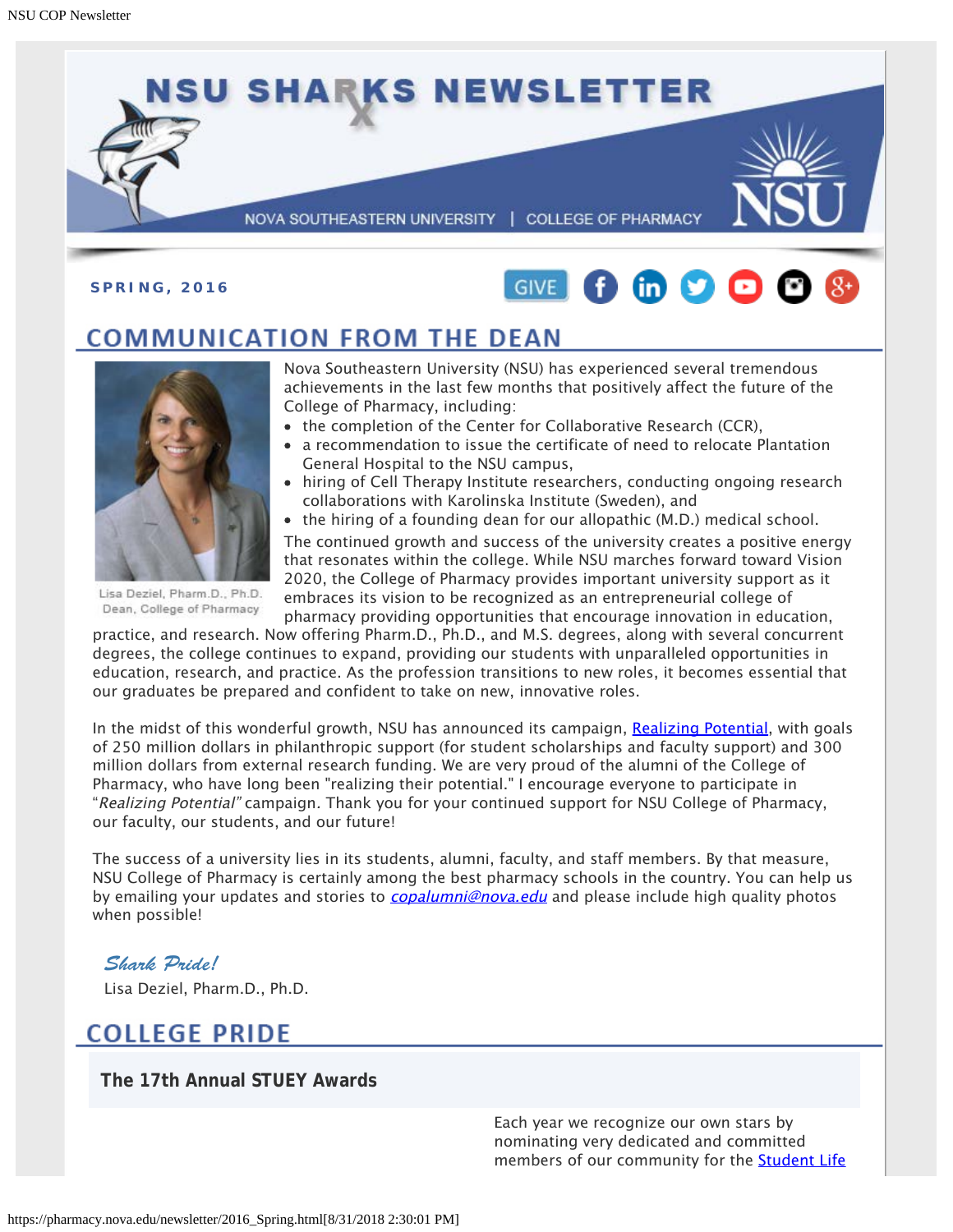# NSU SHARKS NEWSLETTER

NOVA SOUTHEASTERN UNIVERSITY | COLLEGE OF PHARMACY

**SPRING, 2016**

GIVE

## COMMUNICATION FROM THE DEAN

Lisa Deziel, Pharm.D., Ph.D.
Dean, College of Pharmacy

Nova Southeastern University (NSU) has experienced several tremendous achievements in the last few months that positively affect the future of the College of Pharmacy, including:

- the completion of the Center for Collaborative Research (CCR),
- a recommendation to issue the certificate of need to relocate Plantation General Hospital to the NSU campus,
- hiring of Cell Therapy Institute researchers, conducting ongoing research collaborations with Karolinska Institute (Sweden), and
- the hiring of a founding dean for our allopathic (M.D.) medical school.

The continued growth and success of the university creates a positive energy that resonates within the college. While NSU marches forward toward Vision 2020, the College of Pharmacy provides important university support as it embraces its vision to be recognized as an entrepreneurial college of pharmacy providing opportunities that encourage innovation in education, practice, and research. Now offering Pharm.D., Ph.D., and M.S. degrees, along with several concurrent degrees, the college continues to expand, providing our students with unparalleled opportunities in education, research, and practice. As the profession transitions to new roles, it becomes essential that our graduates be prepared and confident to take on new, innovative roles.

In the midst of this wonderful growth, NSU has announced its campaign, Realizing Potential, with goals of 250 million dollars in philanthropic support (for student scholarships and faculty support) and 300 million dollars from external research funding. We are very proud of the alumni of the College of Pharmacy, who have long been "realizing their potential." I encourage everyone to participate in "*Realizing Potential"* campaign. Thank you for your continued support for NSU College of Pharmacy, our faculty, our students, and our future!

The success of a university lies in its students, alumni, faculty, and staff members. By that measure, NSU College of Pharmacy is certainly among the best pharmacy schools in the country. You can help us by emailing your updates and stories to *copalumni@nova.edu* and please include high quality photos when possible!

*Shark Pride!*
Lisa Deziel, Pharm.D., Ph.D.

## COLLEGE PRIDE

### The 17th Annual STUEY Awards

Each year we recognize our own stars by nominating very dedicated and committed members of our community for the Student Life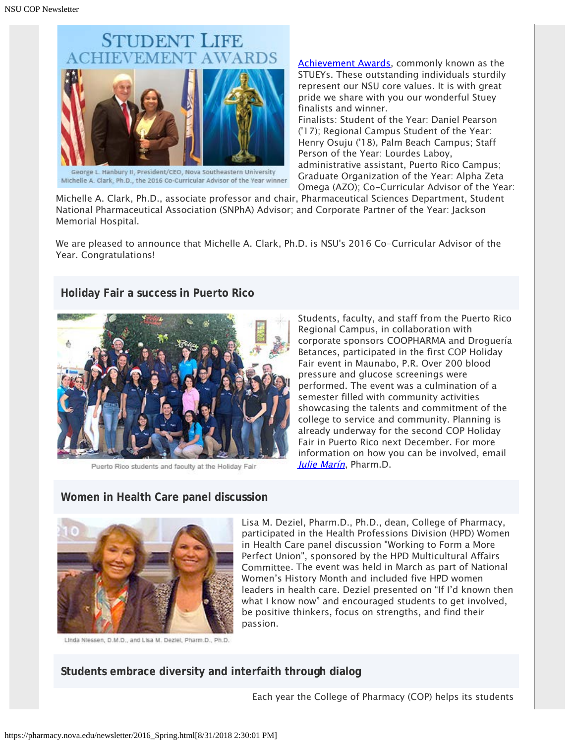Achievement Awards, commonly known as the STUEYs. These outstanding individuals sturdily represent our NSU core values. It is with great pride we share with you our wonderful Stuey finalists and winner.

Finalists: Student of the Year: Daniel Pearson ('17); Regional Campus Student of the Year: Henry Osuju ('18), Palm Beach Campus; Staff Person of the Year: Lourdes Laboy, administrative assistant, Puerto Rico Campus; Graduate Organization of the Year: Alpha Zeta Omega (AZO); Co-Curricular Advisor of the Year: Michelle A. Clark, Ph.D., associate professor and chair, Pharmaceutical Sciences Department, Student National Pharmaceutical Association (SNPhA) Advisor; and Corporate Partner of the Year: Jackson Memorial Hospital.

George L. Hanbury II, President/CEO, Nova Southeastern University
Michelle A. Clark, Ph.D., the 2016 Co-Curricular Advisor of the Year winner

We are pleased to announce that Michelle A. Clark, Ph.D. is NSU's 2016 Co-Curricular Advisor of the Year. Congratulations!

## Holiday Fair a success in Puerto Rico

Students, faculty, and staff from the Puerto Rico Regional Campus, in collaboration with corporate sponsors COOPHARMA and Droguería Betances, participated in the first COP Holiday Fair event in Maunabo, P.R. Over 200 blood pressure and glucose screenings were performed. The event was a culmination of a semester filled with community activities showcasing the talents and commitment of the college to service and community. Planning is already underway for the second COP Holiday Fair in Puerto Rico next December. For more information on how you can be involved, email *Julie Marín*, Pharm.D.

Puerto Rico students and faculty at the Holiday Fair

## Women in Health Care panel discussion

Lisa M. Deziel, Pharm.D., Ph.D., dean, College of Pharmacy, participated in the Health Professions Division (HPD) Women in Health Care panel discussion "Working to Form a More Perfect Union", sponsored by the HPD Multicultural Affairs Committee. The event was held in March as part of National Women's History Month and included five HPD women leaders in health care. Deziel presented on "If I'd known then what I know now" and encouraged students to get involved, be positive thinkers, focus on strengths, and find their passion.

Linda Niessen, D.M.D., and Lisa M. Deziel, Pharm.D., Ph.D.

## Students embrace diversity and interfaith through dialog

Each year the College of Pharmacy (COP) helps its students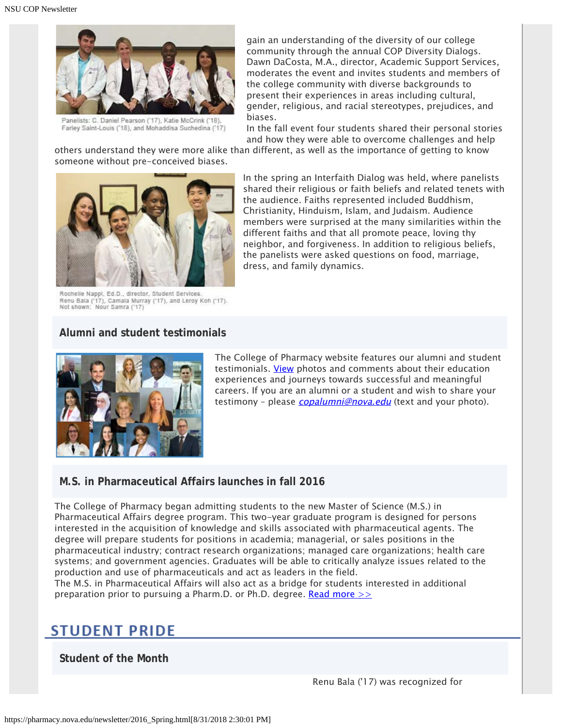Panelists: C. Daniel Pearson ('17), Katie McCrink ('18), Farley Saint-Louis ('18), and Mohaddisa Suchedina ('17)

gain an understanding of the diversity of our college community through the annual COP Diversity Dialogs. Dawn DaCosta, M.A., director, Academic Support Services, moderates the event and invites students and members of the college community with diverse backgrounds to present their experiences in areas including cultural, gender, religious, and racial stereotypes, prejudices, and biases.

In the fall event four students shared their personal stories and how they were able to overcome challenges and help others understand they were more alike than different, as well as the importance of getting to know someone without pre-conceived biases.

Rochelle Nappi, Ed.D., director, Student Services. Renu Bala ('17), Camala Murray ('17), and Leroy Koh ('17). Not shown: Nour Samra ('17)

In the spring an Interfaith Dialog was held, where panelists shared their religious or faith beliefs and related tenets with the audience. Faiths represented included Buddhism, Christianity, Hinduism, Islam, and Judaism. Audience members were surprised at the many similarities within the different faiths and that all promote peace, loving thy neighbor, and forgiveness. In addition to religious beliefs, the panelists were asked questions on food, marriage, dress, and family dynamics.

### Alumni and student testimonials

The College of Pharmacy website features our alumni and student testimonials. View photos and comments about their education experiences and journeys towards successful and meaningful careers. If you are an alumni or a student and wish to share your testimony - please *copalumni@nova.edu* (text and your photo).

### M.S. in Pharmaceutical Affairs launches in fall 2016

The College of Pharmacy began admitting students to the new Master of Science (M.S.) in Pharmaceutical Affairs degree program. This two-year graduate program is designed for persons interested in the acquisition of knowledge and skills associated with pharmaceutical agents. The degree will prepare students for positions in academia; managerial, or sales positions in the pharmaceutical industry; contract research organizations; managed care organizations; health care systems; and government agencies. Graduates will be able to critically analyze issues related to the production and use of pharmaceuticals and act as leaders in the field.

The M.S. in Pharmaceutical Affairs will also act as a bridge for students interested in additional preparation prior to pursuing a Pharm.D. or Ph.D. degree. Read more >>

## STUDENT PRIDE

### Student of the Month

Renu Bala ('17) was recognized for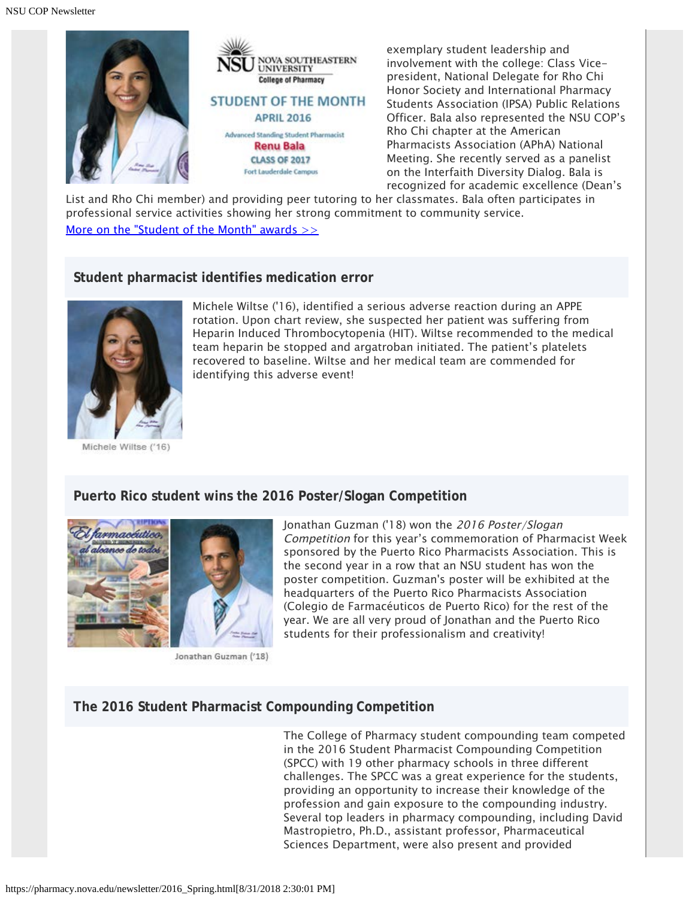NOVA SOUTHEASTERN UNIVERSITY
College of Pharmacy

STUDENT OF THE MONTH
APRIL 2016

Advanced Standing Student Pharmacist
Renu Bala
CLASS OF 2017
Fort Lauderdale Campus

exemplary student leadership and involvement with the college: Class Vice-president, National Delegate for Rho Chi Honor Society and International Pharmacy Students Association (IPSA) Public Relations Officer. Bala also represented the NSU COP's Rho Chi chapter at the American Pharmacists Association (APhA) National Meeting. She recently served as a panelist on the Interfaith Diversity Dialog. Bala is recognized for academic excellence (Dean's List and Rho Chi member) and providing peer tutoring to her classmates. Bala often participates in professional service activities showing her strong commitment to community service.

More on the "Student of the Month" awards >>

## Student pharmacist identifies medication error

Michele Wiltse ('16), identified a serious adverse reaction during an APPE rotation. Upon chart review, she suspected her patient was suffering from Heparin Induced Thrombocytopenia (HIT). Wiltse recommended to the medical team heparin be stopped and argatroban initiated. The patient's platelets recovered to baseline. Wiltse and her medical team are commended for identifying this adverse event!

Michele Wiltse ('16)

## Puerto Rico student wins the 2016 Poster/Slogan Competition

Jonathan Guzman ('18) won the *2016 Poster/Slogan Competition* for this year's commemoration of Pharmacist Week sponsored by the Puerto Rico Pharmacists Association. This is the second year in a row that an NSU student has won the poster competition. Guzman's poster will be exhibited at the headquarters of the Puerto Rico Pharmacists Association (Colegio de Farmacéuticos de Puerto Rico) for the rest of the year. We are all very proud of Jonathan and the Puerto Rico students for their professionalism and creativity!

Jonathan Guzman ('18)

## The 2016 Student Pharmacist Compounding Competition

The College of Pharmacy student compounding team competed in the 2016 Student Pharmacist Compounding Competition (SPCC) with 19 other pharmacy schools in three different challenges. The SPCC was a great experience for the students, providing an opportunity to increase their knowledge of the profession and gain exposure to the compounding industry. Several top leaders in pharmacy compounding, including David Mastropietro, Ph.D., assistant professor, Pharmaceutical Sciences Department, were also present and provided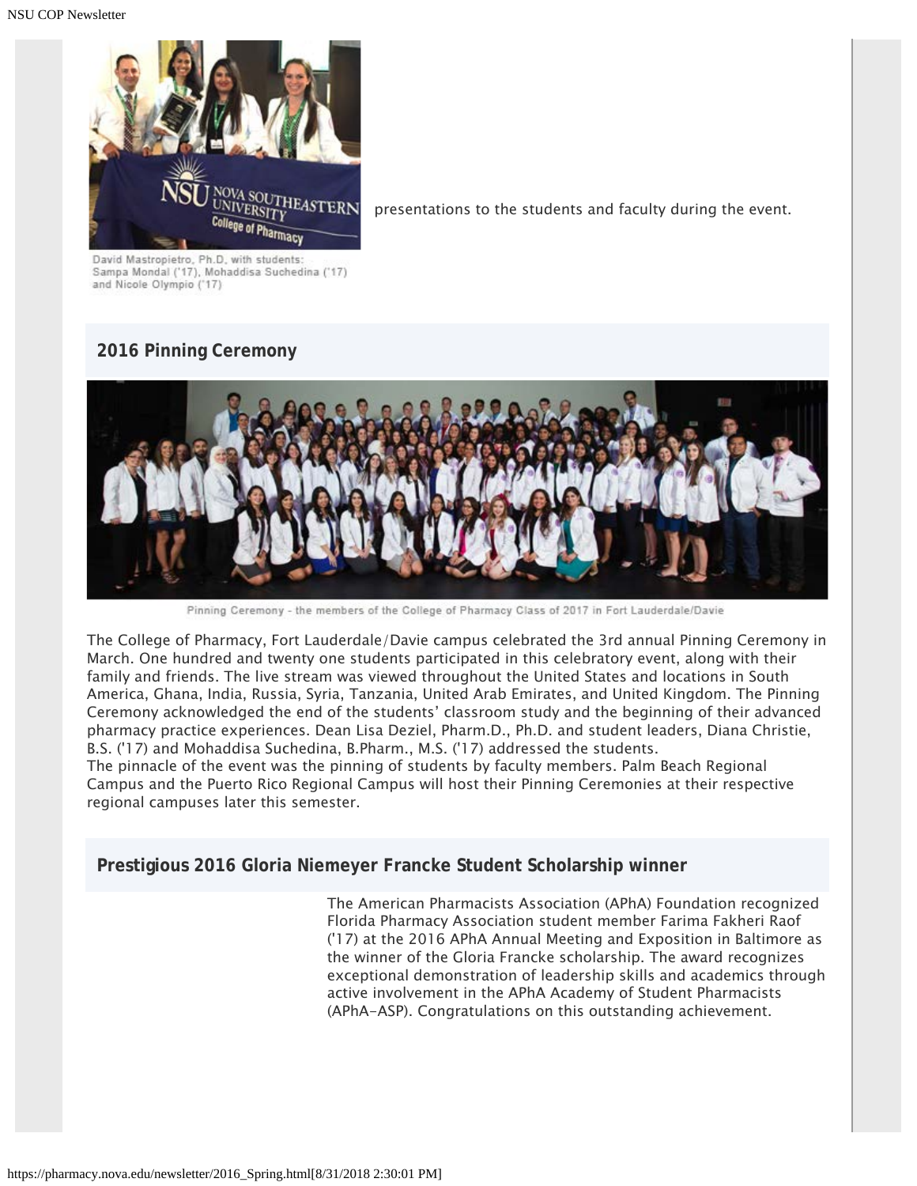presentations to the students and faculty during the event.

David Mastropietro, Ph.D. with students: Sampa Mondal ('17), Mohaddisa Suchedina ('17) and Nicole Olympio ('17)

## 2016 Pinning Ceremony

Pinning Ceremony - the members of the College of Pharmacy Class of 2017 in Fort Lauderdale/Davie

The College of Pharmacy, Fort Lauderdale/Davie campus celebrated the 3rd annual Pinning Ceremony in March. One hundred and twenty one students participated in this celebratory event, along with their family and friends. The live stream was viewed throughout the United States and locations in South America, Ghana, India, Russia, Syria, Tanzania, United Arab Emirates, and United Kingdom. The Pinning Ceremony acknowledged the end of the students' classroom study and the beginning of their advanced pharmacy practice experiences. Dean Lisa Deziel, Pharm.D., Ph.D. and student leaders, Diana Christie, B.S. ('17) and Mohaddisa Suchedina, B.Pharm., M.S. ('17) addressed the students.
The pinnacle of the event was the pinning of students by faculty members. Palm Beach Regional Campus and the Puerto Rico Regional Campus will host their Pinning Ceremonies at their respective regional campuses later this semester.

## Prestigious 2016 Gloria Niemeyer Francke Student Scholarship winner

The American Pharmacists Association (APhA) Foundation recognized Florida Pharmacy Association student member Farima Fakheri Raof ('17) at the 2016 APhA Annual Meeting and Exposition in Baltimore as the winner of the Gloria Francke scholarship. The award recognizes exceptional demonstration of leadership skills and academics through active involvement in the APhA Academy of Student Pharmacists (APhA-ASP). Congratulations on this outstanding achievement.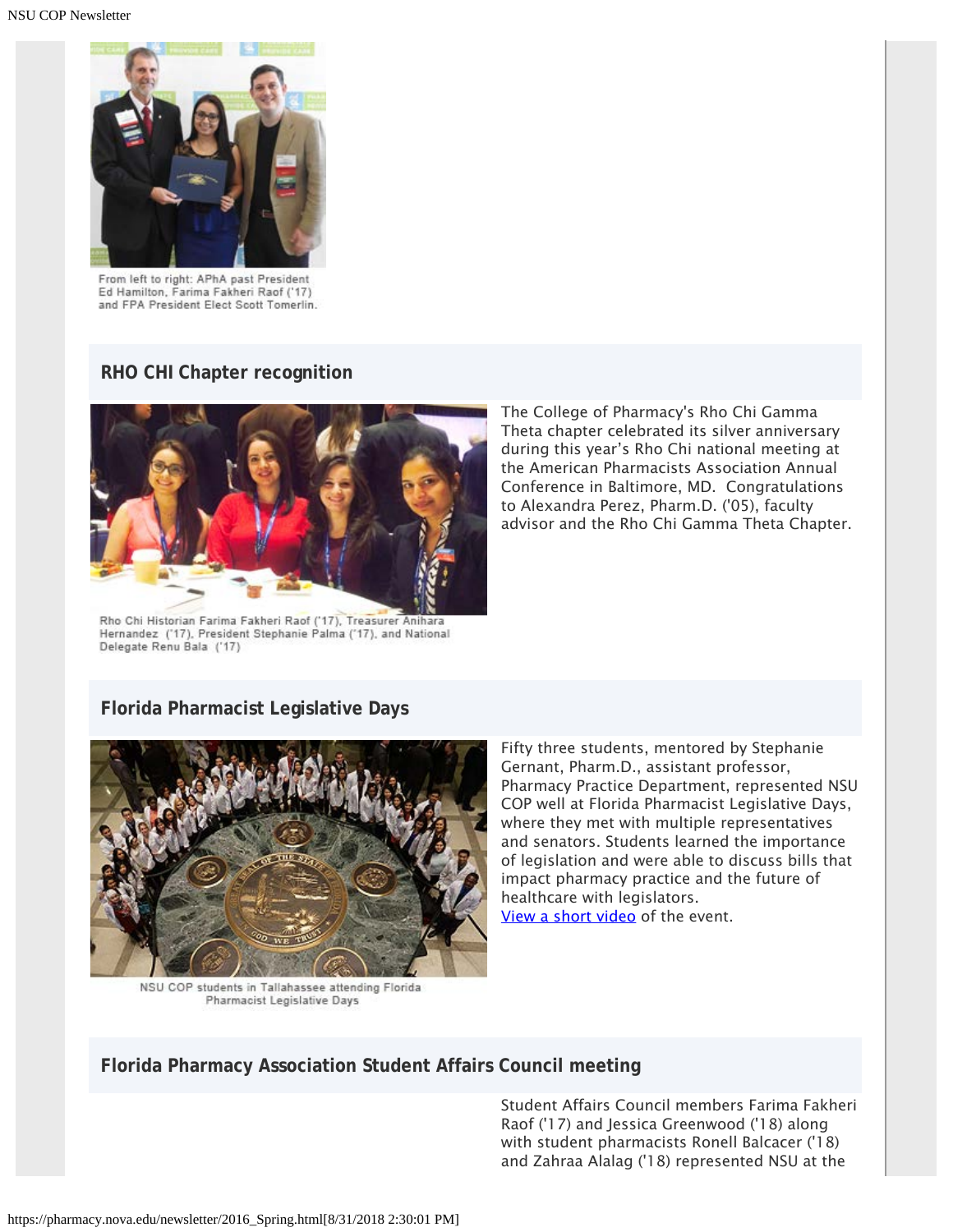From left to right: APhA past President Ed Hamilton, Farima Fakheri Raof ('17) and FPA President Elect Scott Tomerlin.

## RHO CHI Chapter recognition

Rho Chi Historian Farima Fakheri Raof ('17), Treasurer Anihara Hernandez ('17), President Stephanie Palma ('17), and National Delegate Renu Bala ('17)

The College of Pharmacy's Rho Chi Gamma Theta chapter celebrated its silver anniversary during this year's Rho Chi national meeting at the American Pharmacists Association Annual Conference in Baltimore, MD. Congratulations to Alexandra Perez, Pharm.D. ('05), faculty advisor and the Rho Chi Gamma Theta Chapter.

## Florida Pharmacist Legislative Days

NSU COP students in Tallahassee attending Florida Pharmacist Legislative Days

Fifty three students, mentored by Stephanie Gernant, Pharm.D., assistant professor, Pharmacy Practice Department, represented NSU COP well at Florida Pharmacist Legislative Days, where they met with multiple representatives and senators. Students learned the importance of legislation and were able to discuss bills that impact pharmacy practice and the future of healthcare with legislators.
View a short video of the event.

## Florida Pharmacy Association Student Affairs Council meeting

Student Affairs Council members Farima Fakheri Raof ('17) and Jessica Greenwood ('18) along with student pharmacists Ronell Balcacer ('18) and Zahraa Alalag ('18) represented NSU at the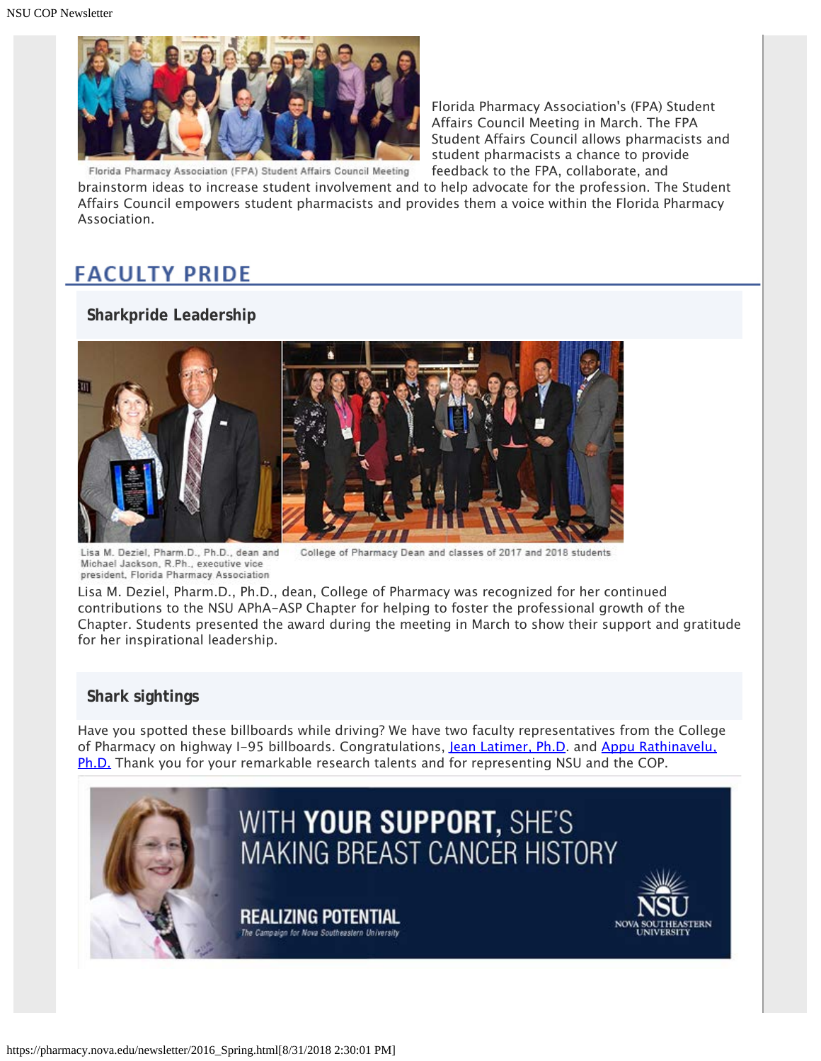Florida Pharmacy Association (FPA) Student Affairs Council Meeting

Florida Pharmacy Association's (FPA) Student Affairs Council Meeting in March. The FPA Student Affairs Council allows pharmacists and student pharmacists a chance to provide feedback to the FPA, collaborate, and brainstorm ideas to increase student involvement and to help advocate for the profession. The Student Affairs Council empowers student pharmacists and provides them a voice within the Florida Pharmacy Association.

## FACULTY PRIDE

### Sharkpride Leadership

Lisa M. Deziel, Pharm.D., Ph.D., dean and Michael Jackson, R.Ph., executive vice president, Florida Pharmacy Association

College of Pharmacy Dean and classes of 2017 and 2018 students

Lisa M. Deziel, Pharm.D., Ph.D., dean, College of Pharmacy was recognized for her continued contributions to the NSU APhA-ASP Chapter for helping to foster the professional growth of the Chapter. Students presented the award during the meeting in March to show their support and gratitude for her inspirational leadership.

### Shark sightings

Have you spotted these billboards while driving? We have two faculty representatives from the College of Pharmacy on highway I-95 billboards. Congratulations, [Jean Latimer, Ph.D](). and [Appu Rathinavelu, Ph.D.]() Thank you for your remarkable research talents and for representing NSU and the COP.

WITH **YOUR SUPPORT,** SHE'S MAKING BREAST CANCER HISTORY

**REALIZING POTENTIAL**
*The Campaign for Nova Southeastern University*

NSU NOVA SOUTHEASTERN UNIVERSITY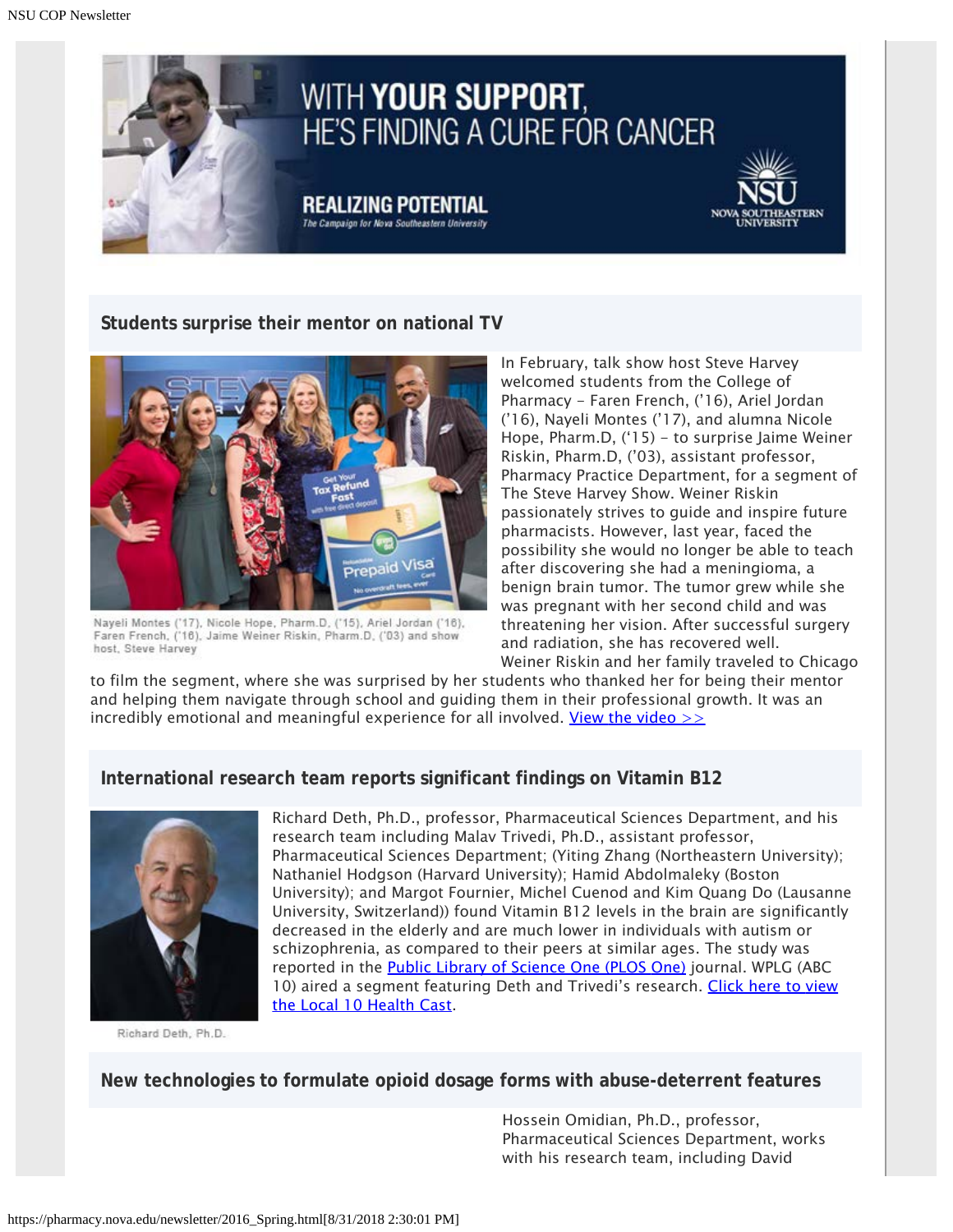## Students surprise their mentor on national TV

Nayeli Montes ('17), Nicole Hope, Pharm.D. ('15), Ariel Jordan ('16), Faren French, ('16), Jaime Weiner Riskin, Pharm.D. ('03) and show host, Steve Harvey

In February, talk show host Steve Harvey welcomed students from the College of Pharmacy – Faren French, ('16), Ariel Jordan ('16), Nayeli Montes ('17), and alumna Nicole Hope, Pharm.D, ('15) – to surprise Jaime Weiner Riskin, Pharm.D, ('03), assistant professor, Pharmacy Practice Department, for a segment of The Steve Harvey Show. Weiner Riskin passionately strives to guide and inspire future pharmacists. However, last year, faced the possibility she would no longer be able to teach after discovering she had a meningioma, a benign brain tumor. The tumor grew while she was pregnant with her second child and was threatening her vision. After successful surgery and radiation, she has recovered well.

Weiner Riskin and her family traveled to Chicago to film the segment, where she was surprised by her students who thanked her for being their mentor and helping them navigate through school and guiding them in their professional growth. It was an incredibly emotional and meaningful experience for all involved. View the video >>

## International research team reports significant findings on Vitamin B12

Richard Deth, Ph.D.

Richard Deth, Ph.D., professor, Pharmaceutical Sciences Department, and his research team including Malav Trivedi, Ph.D., assistant professor, Pharmaceutical Sciences Department; (Yiting Zhang (Northeastern University); Nathaniel Hodgson (Harvard University); Hamid Abdolmaleky (Boston University); and Margot Fournier, Michel Cuenod and Kim Quang Do (Lausanne University, Switzerland)) found Vitamin B12 levels in the brain are significantly decreased in the elderly and are much lower in individuals with autism or schizophrenia, as compared to their peers at similar ages. The study was reported in the Public Library of Science One (PLOS One) journal. WPLG (ABC 10) aired a segment featuring Deth and Trivedi's research. Click here to view the Local 10 Health Cast.

## New technologies to formulate opioid dosage forms with abuse-deterrent features

Hossein Omidian, Ph.D., professor, Pharmaceutical Sciences Department, works with his research team, including David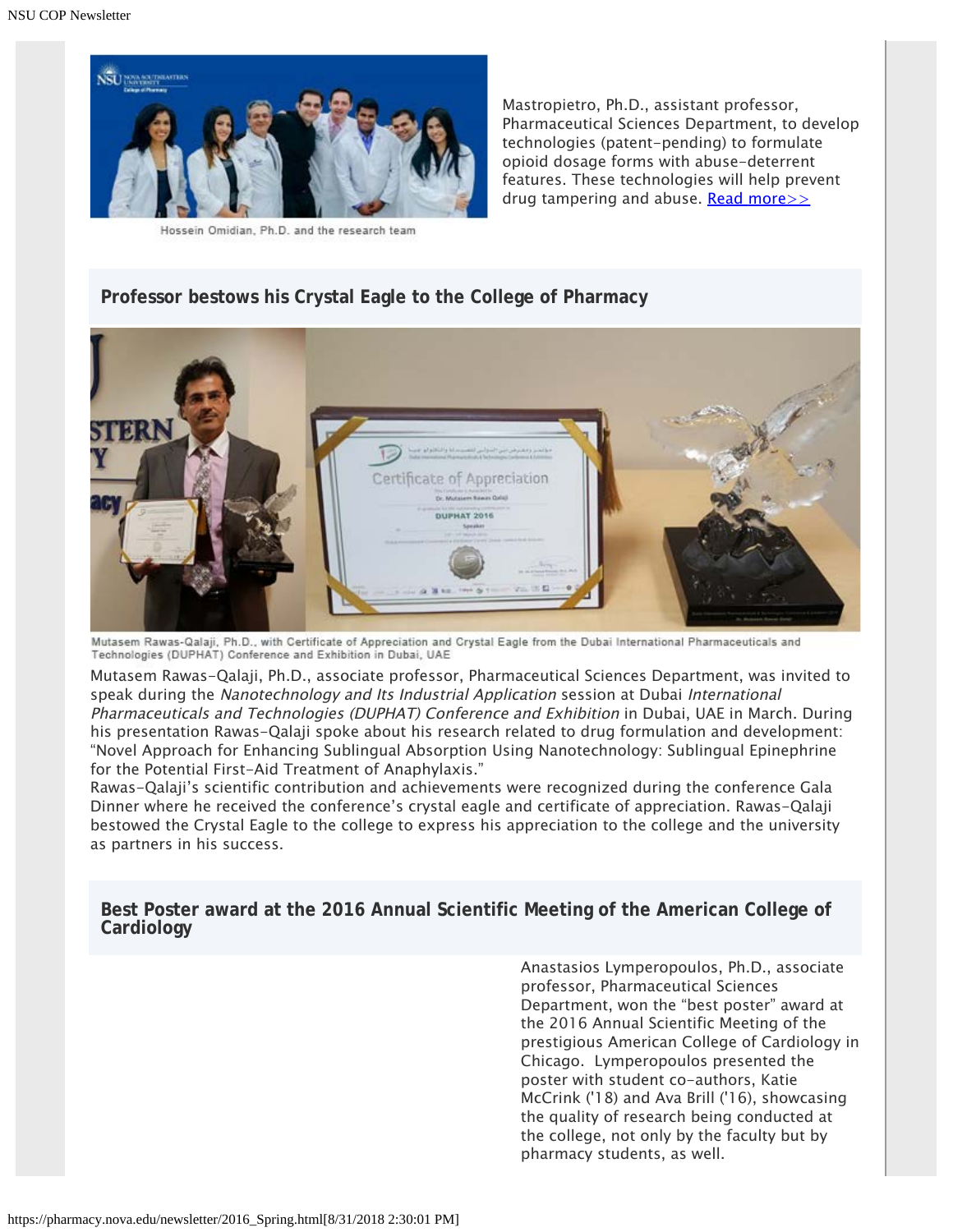Hossein Omidian, Ph.D. and the research team

Mastropietro, Ph.D., assistant professor, Pharmaceutical Sciences Department, to develop technologies (patent-pending) to formulate opioid dosage forms with abuse-deterrent features. These technologies will help prevent drug tampering and abuse. Read more>>

## Professor bestows his Crystal Eagle to the College of Pharmacy

Mutasem Rawas-Qalaji, Ph.D., with Certificate of Appreciation and Crystal Eagle from the Dubai International Pharmaceuticals and Technologies (DUPHAT) Conference and Exhibition in Dubai, UAE

Mutasem Rawas-Qalaji, Ph.D., associate professor, Pharmaceutical Sciences Department, was invited to speak during the *Nanotechnology and Its Industrial Application* session at Dubai *International Pharmaceuticals and Technologies (DUPHAT) Conference and Exhibition* in Dubai, UAE in March. During his presentation Rawas-Qalaji spoke about his research related to drug formulation and development: "Novel Approach for Enhancing Sublingual Absorption Using Nanotechnology: Sublingual Epinephrine for the Potential First-Aid Treatment of Anaphylaxis."

Rawas-Qalaji's scientific contribution and achievements were recognized during the conference Gala Dinner where he received the conference's crystal eagle and certificate of appreciation. Rawas-Qalaji bestowed the Crystal Eagle to the college to express his appreciation to the college and the university as partners in his success.

## Best Poster award at the 2016 Annual Scientific Meeting of the American College of Cardiology

Anastasios Lymperopoulos, Ph.D., associate professor, Pharmaceutical Sciences Department, won the "best poster" award at the 2016 Annual Scientific Meeting of the prestigious American College of Cardiology in Chicago. Lymperopoulos presented the poster with student co-authors, Katie McCrink ('18) and Ava Brill ('16), showcasing the quality of research being conducted at the college, not only by the faculty but by pharmacy students, as well.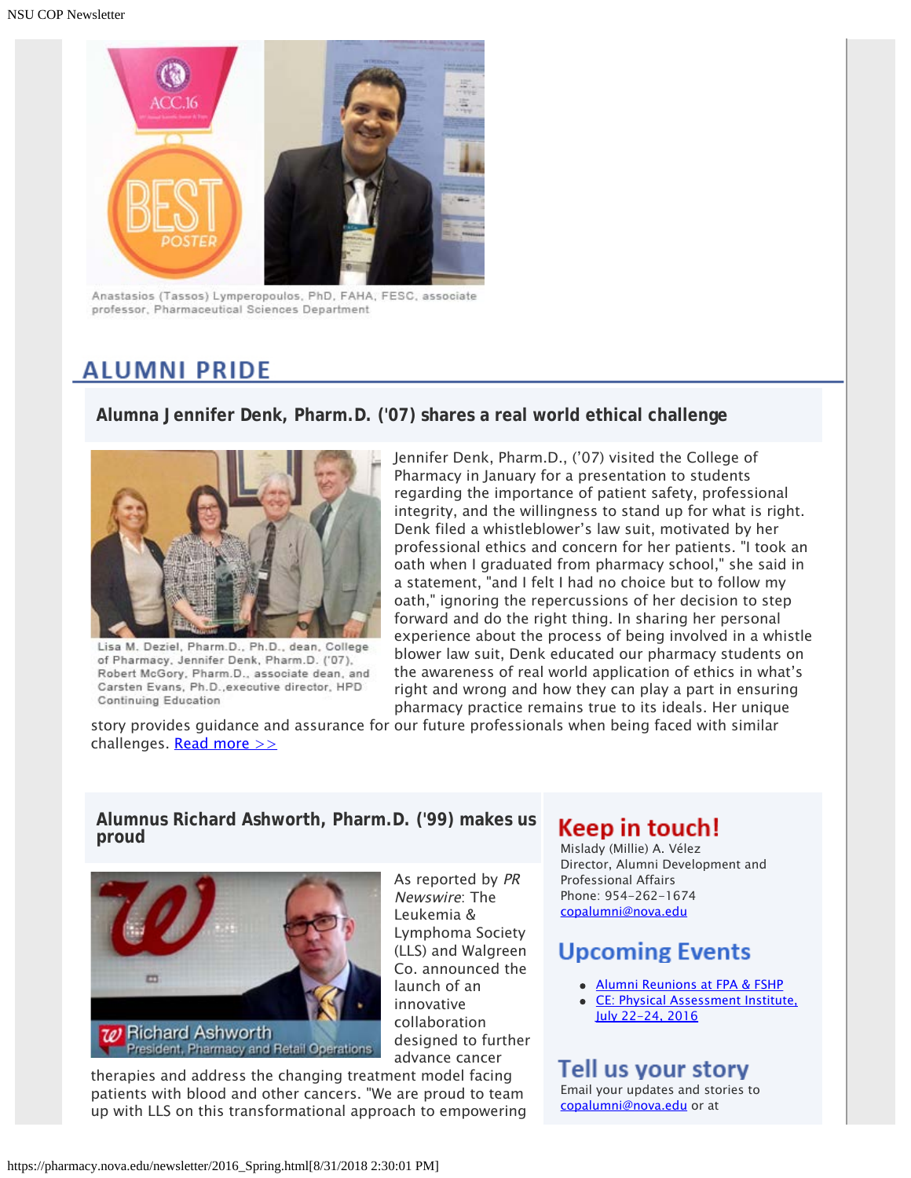Anastasios (Tassos) Lymperopoulos, PhD, FAHA, FESC, associate professor, Pharmaceutical Sciences Department

## ALUMNI PRIDE

### Alumna Jennifer Denk, Pharm.D. ('07) shares a real world ethical challenge

Lisa M. Deziel, Pharm.D., Ph.D., dean, College of Pharmacy, Jennifer Denk, Pharm.D. ('07), Robert McGory, Pharm.D., associate dean, and Carsten Evans, Ph.D.,executive director, HPD Continuing Education

Jennifer Denk, Pharm.D., ('07) visited the College of Pharmacy in January for a presentation to students regarding the importance of patient safety, professional integrity, and the willingness to stand up for what is right. Denk filed a whistleblower's law suit, motivated by her professional ethics and concern for her patients. "I took an oath when I graduated from pharmacy school," she said in a statement, "and I felt I had no choice but to follow my oath," ignoring the repercussions of her decision to step forward and do the right thing. In sharing her personal experience about the process of being involved in a whistle blower law suit, Denk educated our pharmacy students on the awareness of real world application of ethics in what's right and wrong and how they can play a part in ensuring pharmacy practice remains true to its ideals. Her unique story provides guidance and assurance for our future professionals when being faced with similar challenges. [Read more >>]

### Alumnus Richard Ashworth, Pharm.D. ('99) makes us proud

Richard Ashworth
President, Pharmacy and Retail Operations

As reported by *PR Newswire*: The Leukemia & Lymphoma Society (LLS) and Walgreen Co. announced the launch of an innovative collaboration designed to further advance cancer therapies and address the changing treatment model facing patients with blood and other cancers. "We are proud to team up with LLS on this transformational approach to empowering

## Keep in touch!

Mislady (Millie) A. Vélez
Director, Alumni Development and Professional Affairs
Phone: 954-262-1674
copalumni@nova.edu

## Upcoming Events

- Alumni Reunions at FPA & FSHP
- CE: Physical Assessment Institute, July 22-24, 2016

## Tell us your story

Email your updates and stories to copalumni@nova.edu or at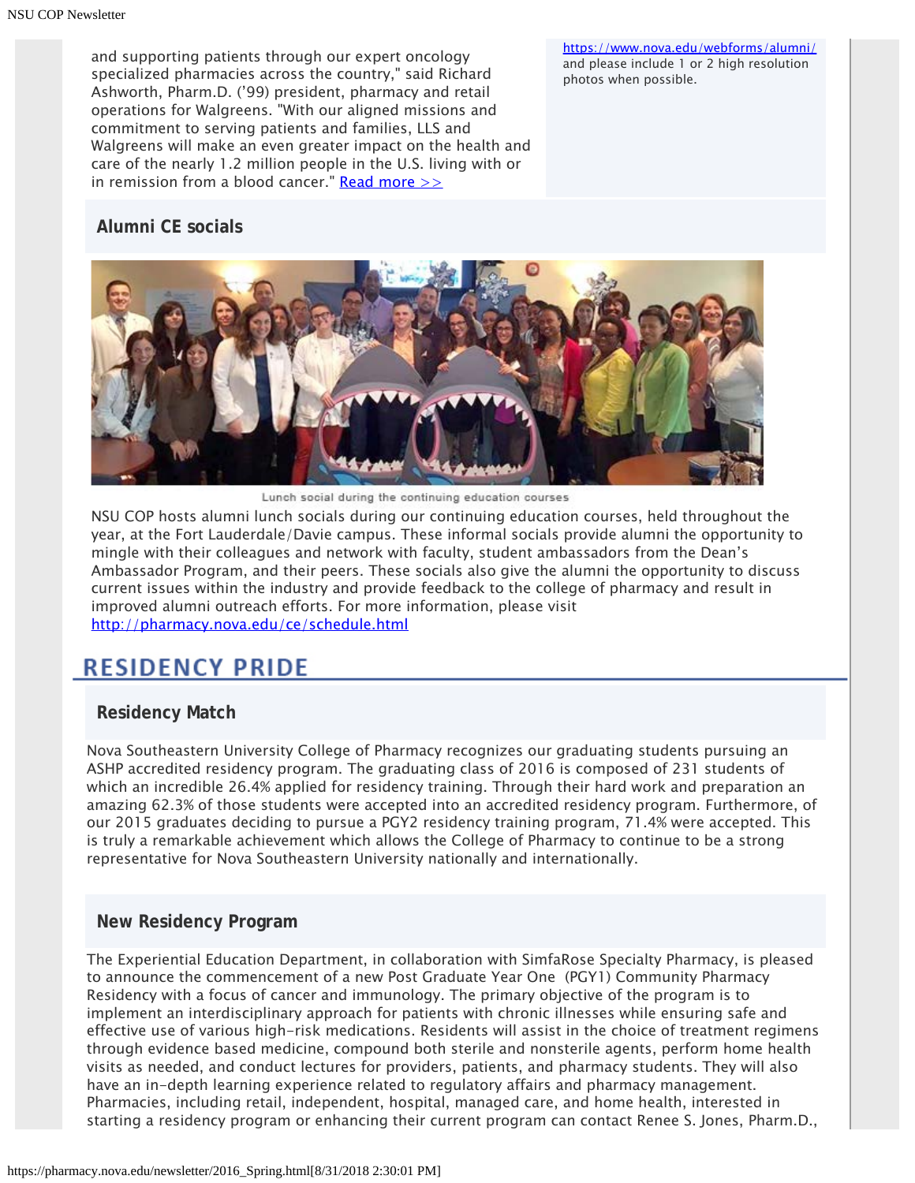and supporting patients through our expert oncology specialized pharmacies across the country," said Richard Ashworth, Pharm.D. ('99) president, pharmacy and retail operations for Walgreens. "With our aligned missions and commitment to serving patients and families, LLS and Walgreens will make an even greater impact on the health and care of the nearly 1.2 million people in the U.S. living with or in remission from a blood cancer." [Read more >>]

https://www.nova.edu/webforms/alumni/ and please include 1 or 2 high resolution photos when possible.

### Alumni CE socials

Lunch social during the continuing education courses

NSU COP hosts alumni lunch socials during our continuing education courses, held throughout the year, at the Fort Lauderdale/Davie campus. These informal socials provide alumni the opportunity to mingle with their colleagues and network with faculty, student ambassadors from the Dean's Ambassador Program, and their peers. These socials also give the alumni the opportunity to discuss current issues within the industry and provide feedback to the college of pharmacy and result in improved alumni outreach efforts. For more information, please visit http://pharmacy.nova.edu/ce/schedule.html

## RESIDENCY PRIDE

### Residency Match

Nova Southeastern University College of Pharmacy recognizes our graduating students pursuing an ASHP accredited residency program. The graduating class of 2016 is composed of 231 students of which an incredible 26.4% applied for residency training. Through their hard work and preparation an amazing 62.3% of those students were accepted into an accredited residency program. Furthermore, of our 2015 graduates deciding to pursue a PGY2 residency training program, 71.4% were accepted. This is truly a remarkable achievement which allows the College of Pharmacy to continue to be a strong representative for Nova Southeastern University nationally and internationally.

### New Residency Program

The Experiential Education Department, in collaboration with SimfaRose Specialty Pharmacy, is pleased to announce the commencement of a new Post Graduate Year One (PGY1) Community Pharmacy Residency with a focus of cancer and immunology. The primary objective of the program is to implement an interdisciplinary approach for patients with chronic illnesses while ensuring safe and effective use of various high-risk medications. Residents will assist in the choice of treatment regimens through evidence based medicine, compound both sterile and nonsterile agents, perform home health visits as needed, and conduct lectures for providers, patients, and pharmacy students. They will also have an in-depth learning experience related to regulatory affairs and pharmacy management. Pharmacies, including retail, independent, hospital, managed care, and home health, interested in starting a residency program or enhancing their current program can contact Renee S. Jones, Pharm.D.,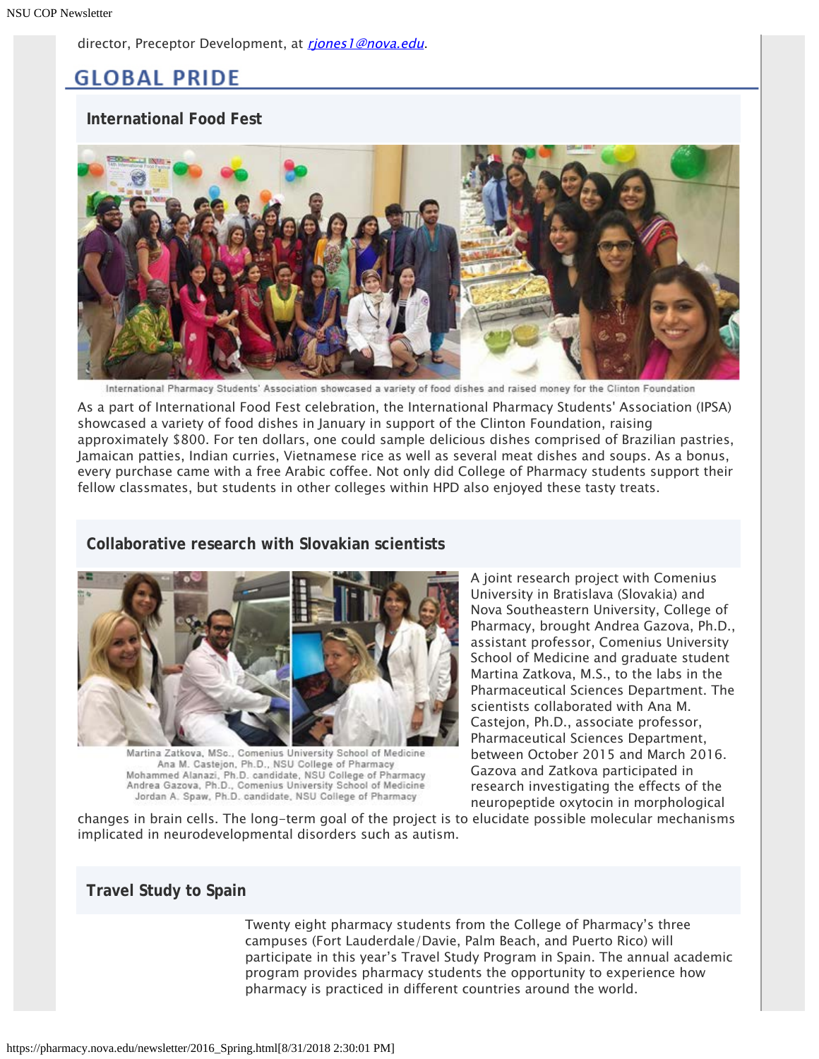director, Preceptor Development, at *rjones1@nova.edu*.

## GLOBAL PRIDE

### International Food Fest

International Pharmacy Students' Association showcased a variety of food dishes and raised money for the Clinton Foundation

As a part of International Food Fest celebration, the International Pharmacy Students' Association (IPSA) showcased a variety of food dishes in January in support of the Clinton Foundation, raising approximately $800. For ten dollars, one could sample delicious dishes comprised of Brazilian pastries, Jamaican patties, Indian curries, Vietnamese rice as well as several meat dishes and soups. As a bonus, every purchase came with a free Arabic coffee. Not only did College of Pharmacy students support their fellow classmates, but students in other colleges within HPD also enjoyed these tasty treats.

### Collaborative research with Slovakian scientists

Martina Zatkova, MSc., Comenius University School of Medicine
Ana M. Castejon, Ph.D., NSU College of Pharmacy
Mohammed Alanazi, Ph.D. candidate, NSU College of Pharmacy
Andrea Gazova, Ph.D., Comenius University School of Medicine
Jordan A. Spaw, Ph.D. candidate, NSU College of Pharmacy

A joint research project with Comenius University in Bratislava (Slovakia) and Nova Southeastern University, College of Pharmacy, brought Andrea Gazova, Ph.D., assistant professor, Comenius University School of Medicine and graduate student Martina Zatkova, M.S., to the labs in the Pharmaceutical Sciences Department. The scientists collaborated with Ana M. Castejon, Ph.D., associate professor, Pharmaceutical Sciences Department, between October 2015 and March 2016. Gazova and Zatkova participated in research investigating the effects of the neuropeptide oxytocin in morphological changes in brain cells. The long-term goal of the project is to elucidate possible molecular mechanisms implicated in neurodevelopmental disorders such as autism.

### Travel Study to Spain

Twenty eight pharmacy students from the College of Pharmacy's three campuses (Fort Lauderdale/Davie, Palm Beach, and Puerto Rico) will participate in this year's Travel Study Program in Spain. The annual academic program provides pharmacy students the opportunity to experience how pharmacy is practiced in different countries around the world.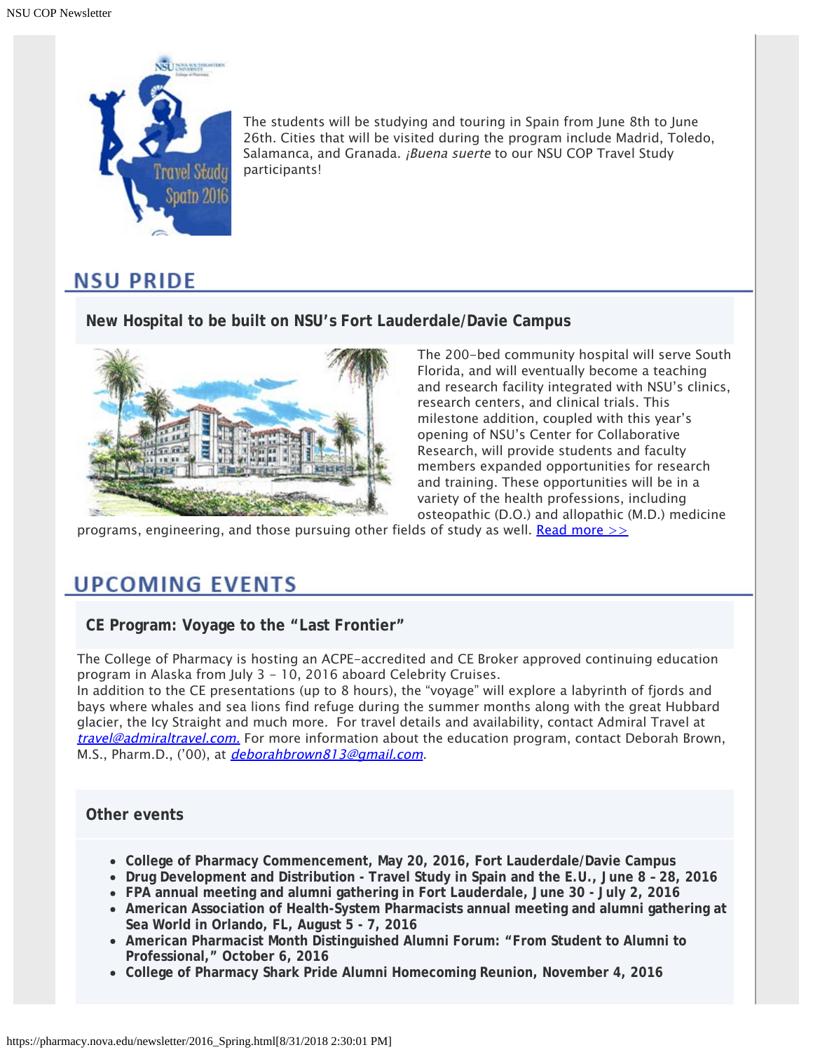The students will be studying and touring in Spain from June 8th to June 26th. Cities that will be visited during the program include Madrid, Toledo, Salamanca, and Granada. *¡Buena suerte* to our NSU COP Travel Study participants!

## NSU PRIDE

### New Hospital to be built on NSU's Fort Lauderdale/Davie Campus

The 200-bed community hospital will serve South Florida, and will eventually become a teaching and research facility integrated with NSU's clinics, research centers, and clinical trials. This milestone addition, coupled with this year's opening of NSU's Center for Collaborative Research, will provide students and faculty members expanded opportunities for research and training. These opportunities will be in a variety of the health professions, including osteopathic (D.O.) and allopathic (M.D.) medicine programs, engineering, and those pursuing other fields of study as well. Read more >>

## UPCOMING EVENTS

### CE Program: Voyage to the "Last Frontier"

The College of Pharmacy is hosting an ACPE-accredited and CE Broker approved continuing education program in Alaska from July 3 - 10, 2016 aboard Celebrity Cruises.
In addition to the CE presentations (up to 8 hours), the "voyage" will explore a labyrinth of fjords and bays where whales and sea lions find refuge during the summer months along with the great Hubbard glacier, the Icy Straight and much more. For travel details and availability, contact Admiral Travel at *travel@admiraltravel.com.* For more information about the education program, contact Deborah Brown, M.S., Pharm.D., ('00), at *deborahbrown813@gmail.com*.

### Other events

- **College of Pharmacy Commencement, May 20, 2016, Fort Lauderdale/Davie Campus**
- **Drug Development and Distribution - Travel Study in Spain and the E.U., June 8 – 28, 2016**
- **FPA annual meeting and alumni gathering in Fort Lauderdale, June 30 - July 2, 2016**
- **American Association of Health-System Pharmacists annual meeting and alumni gathering at Sea World in Orlando, FL, August 5 - 7, 2016**
- **American Pharmacist Month Distinguished Alumni Forum: "From Student to Alumni to Professional," October 6, 2016**
- **College of Pharmacy Shark Pride Alumni Homecoming Reunion, November 4, 2016**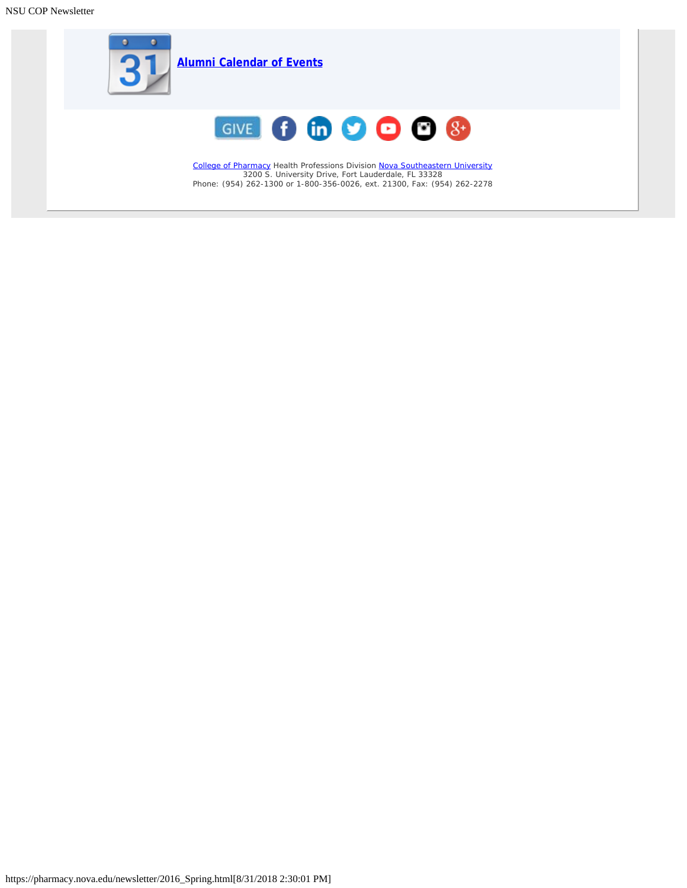**Alumni Calendar of Events**

GIVE

College of Pharmacy Health Professions Division Nova Southeastern University
3200 S. University Drive, Fort Lauderdale, FL 33328
Phone: (954) 262-1300 or 1-800-356-0026, ext. 21300, Fax: (954) 262-2278